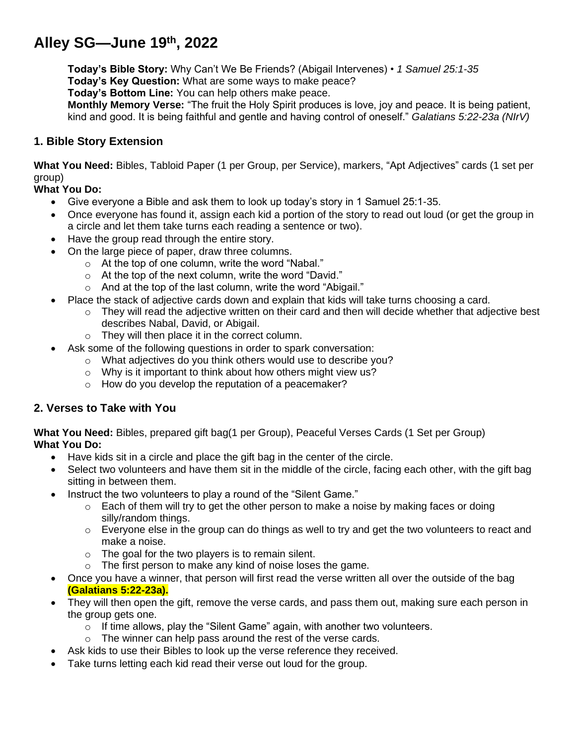# Alley SG—June 19th, 2022

**Today's Bible Story:** Why Can't We Be Friends? (Abigail Intervenes) • *1 Samuel 25:1-35*
**Today's Key Question:** What are some ways to make peace?
**Today's Bottom Line:** You can help others make peace.
**Monthly Memory Verse:** "The fruit the Holy Spirit produces is love, joy and peace. It is being patient, kind and good. It is being faithful and gentle and having control of oneself." *Galatians 5:22-23a (NIrV)*

## 1. Bible Story Extension

**What You Need:** Bibles, Tabloid Paper (1 per Group, per Service), markers, "Apt Adjectives" cards (1 set per group)
**What You Do:**

- Give everyone a Bible and ask them to look up today's story in 1 Samuel 25:1-35.
- Once everyone has found it, assign each kid a portion of the story to read out loud (or get the group in a circle and let them take turns each reading a sentence or two).
- Have the group read through the entire story.
- On the large piece of paper, draw three columns.
  - At the top of one column, write the word "Nabal."
  - At the top of the next column, write the word "David."
  - And at the top of the last column, write the word "Abigail."
- Place the stack of adjective cards down and explain that kids will take turns choosing a card.
  - They will read the adjective written on their card and then will decide whether that adjective best describes Nabal, David, or Abigail.
  - They will then place it in the correct column.
- Ask some of the following questions in order to spark conversation:
  - What adjectives do you think others would use to describe you?
  - Why is it important to think about how others might view us?
  - How do you develop the reputation of a peacemaker?

## 2. Verses to Take with You

**What You Need:** Bibles, prepared gift bag(1 per Group), Peaceful Verses Cards (1 Set per Group)
**What You Do:**

- Have kids sit in a circle and place the gift bag in the center of the circle.
- Select two volunteers and have them sit in the middle of the circle, facing each other, with the gift bag sitting in between them.
- Instruct the two volunteers to play a round of the "Silent Game."
  - Each of them will try to get the other person to make a noise by making faces or doing silly/random things.
  - Everyone else in the group can do things as well to try and get the two volunteers to react and make a noise.
  - The goal for the two players is to remain silent.
  - The first person to make any kind of noise loses the game.
- Once you have a winner, that person will first read the verse written all over the outside of the bag **(Galatians 5:22-23a).**
- They will then open the gift, remove the verse cards, and pass them out, making sure each person in the group gets one.
  - If time allows, play the "Silent Game" again, with another two volunteers.
  - The winner can help pass around the rest of the verse cards.
- Ask kids to use their Bibles to look up the verse reference they received.
- Take turns letting each kid read their verse out loud for the group.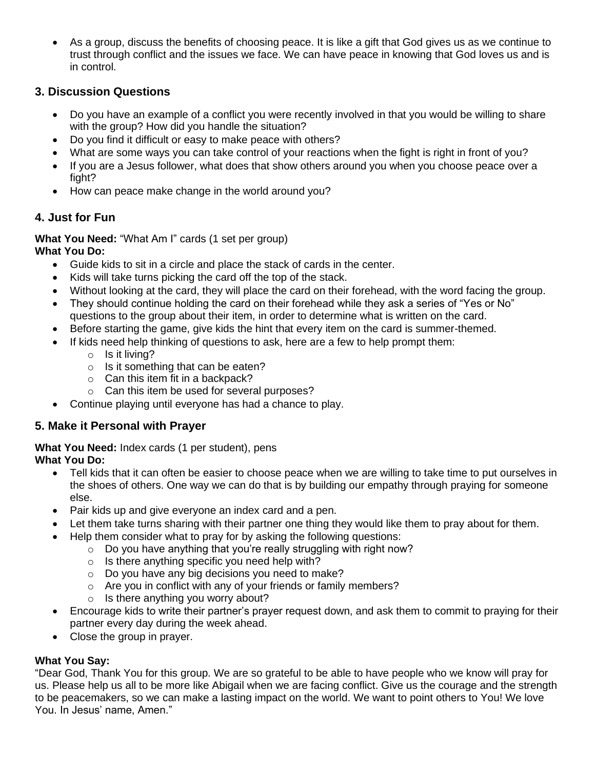- As a group, discuss the benefits of choosing peace. It is like a gift that God gives us as we continue to trust through conflict and the issues we face. We can have peace in knowing that God loves us and is in control.

## 3. Discussion Questions

- Do you have an example of a conflict you were recently involved in that you would be willing to share with the group? How did you handle the situation?
- Do you find it difficult or easy to make peace with others?
- What are some ways you can take control of your reactions when the fight is right in front of you?
- If you are a Jesus follower, what does that show others around you when you choose peace over a fight?
- How can peace make change in the world around you?

## 4. Just for Fun

**What You Need:** "What Am I" cards (1 set per group)
**What You Do:**

- Guide kids to sit in a circle and place the stack of cards in the center.
- Kids will take turns picking the card off the top of the stack.
- Without looking at the card, they will place the card on their forehead, with the word facing the group.
- They should continue holding the card on their forehead while they ask a series of "Yes or No" questions to the group about their item, in order to determine what is written on the card.
- Before starting the game, give kids the hint that every item on the card is summer-themed.
- If kids need help thinking of questions to ask, here are a few to help prompt them:
  - Is it living?
  - Is it something that can be eaten?
  - Can this item fit in a backpack?
  - Can this item be used for several purposes?
- Continue playing until everyone has had a chance to play.

## 5. Make it Personal with Prayer

**What You Need:** Index cards (1 per student), pens
**What You Do:**

- Tell kids that it can often be easier to choose peace when we are willing to take time to put ourselves in the shoes of others. One way we can do that is by building our empathy through praying for someone else.
- Pair kids up and give everyone an index card and a pen.
- Let them take turns sharing with their partner one thing they would like them to pray about for them.
- Help them consider what to pray for by asking the following questions:
  - Do you have anything that you're really struggling with right now?
  - Is there anything specific you need help with?
  - Do you have any big decisions you need to make?
  - Are you in conflict with any of your friends or family members?
  - Is there anything you worry about?
- Encourage kids to write their partner's prayer request down, and ask them to commit to praying for their partner every day during the week ahead.
- Close the group in prayer.

**What You Say:**
"Dear God, Thank You for this group. We are so grateful to be able to have people who we know will pray for us. Please help us all to be more like Abigail when we are facing conflict. Give us the courage and the strength to be peacemakers, so we can make a lasting impact on the world. We want to point others to You! We love You. In Jesus' name, Amen."